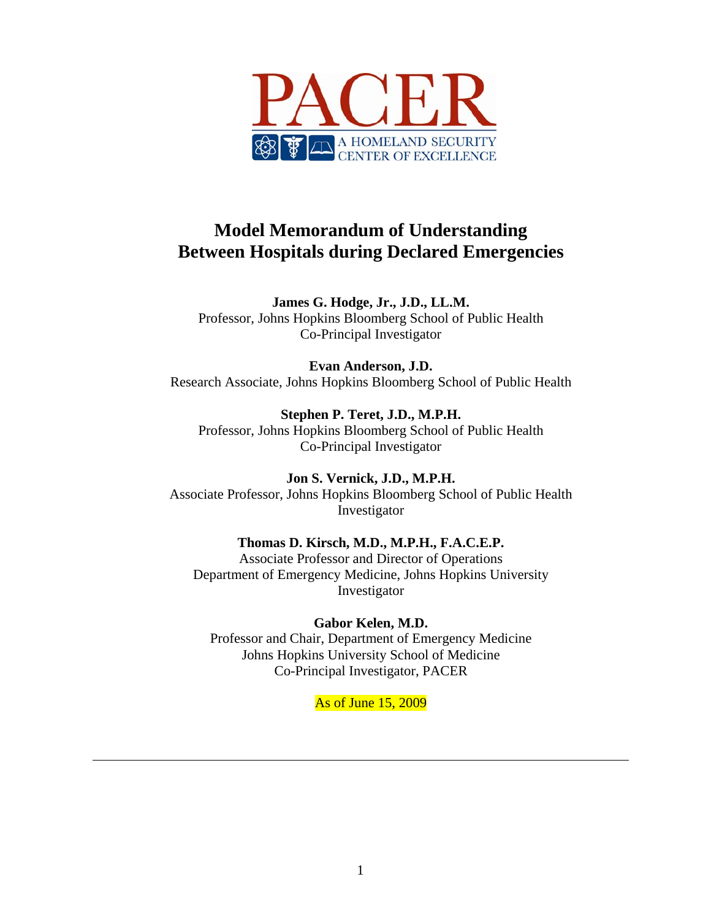PACER

A HOMELAND SECURITY CENTER OF EXCELLENCE

# Model Memorandum of Understanding Between Hospitals during Declared Emergencies

**James G. Hodge, Jr., J.D., LL.M.**
Professor, Johns Hopkins Bloomberg School of Public Health
Co-Principal Investigator

**Evan Anderson, J.D.**
Research Associate, Johns Hopkins Bloomberg School of Public Health

**Stephen P. Teret, J.D., M.P.H.**
Professor, Johns Hopkins Bloomberg School of Public Health
Co-Principal Investigator

**Jon S. Vernick, J.D., M.P.H.**
Associate Professor, Johns Hopkins Bloomberg School of Public Health
Investigator

**Thomas D. Kirsch, M.D., M.P.H., F.A.C.E.P.**
Associate Professor and Director of Operations
Department of Emergency Medicine, Johns Hopkins University
Investigator

**Gabor Kelen, M.D.**
Professor and Chair, Department of Emergency Medicine
Johns Hopkins University School of Medicine
Co-Principal Investigator, PACER

As of June 15, 2009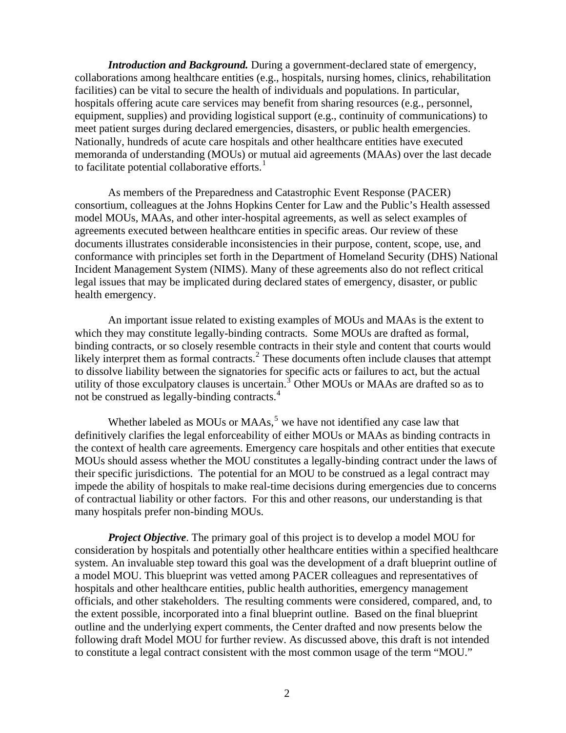***Introduction and Background.*** During a government-declared state of emergency, collaborations among healthcare entities (e.g., hospitals, nursing homes, clinics, rehabilitation facilities) can be vital to secure the health of individuals and populations. In particular, hospitals offering acute care services may benefit from sharing resources (e.g., personnel, equipment, supplies) and providing logistical support (e.g., continuity of communications) to meet patient surges during declared emergencies, disasters, or public health emergencies. Nationally, hundreds of acute care hospitals and other healthcare entities have executed memoranda of understanding (MOUs) or mutual aid agreements (MAAs) over the last decade to facilitate potential collaborative efforts.[1]

As members of the Preparedness and Catastrophic Event Response (PACER) consortium, colleagues at the Johns Hopkins Center for Law and the Public's Health assessed model MOUs, MAAs, and other inter-hospital agreements, as well as select examples of agreements executed between healthcare entities in specific areas. Our review of these documents illustrates considerable inconsistencies in their purpose, content, scope, use, and conformance with principles set forth in the Department of Homeland Security (DHS) National Incident Management System (NIMS). Many of these agreements also do not reflect critical legal issues that may be implicated during declared states of emergency, disaster, or public health emergency.

An important issue related to existing examples of MOUs and MAAs is the extent to which they may constitute legally-binding contracts. Some MOUs are drafted as formal, binding contracts, or so closely resemble contracts in their style and content that courts would likely interpret them as formal contracts.[2] These documents often include clauses that attempt to dissolve liability between the signatories for specific acts or failures to act, but the actual utility of those exculpatory clauses is uncertain.[3] Other MOUs or MAAs are drafted so as to not be construed as legally-binding contracts.[4]

Whether labeled as MOUs or MAAs,[5] we have not identified any case law that definitively clarifies the legal enforceability of either MOUs or MAAs as binding contracts in the context of health care agreements. Emergency care hospitals and other entities that execute MOUs should assess whether the MOU constitutes a legally-binding contract under the laws of their specific jurisdictions. The potential for an MOU to be construed as a legal contract may impede the ability of hospitals to make real-time decisions during emergencies due to concerns of contractual liability or other factors. For this and other reasons, our understanding is that many hospitals prefer non-binding MOUs.

***Project Objective***. The primary goal of this project is to develop a model MOU for consideration by hospitals and potentially other healthcare entities within a specified healthcare system. An invaluable step toward this goal was the development of a draft blueprint outline of a model MOU. This blueprint was vetted among PACER colleagues and representatives of hospitals and other healthcare entities, public health authorities, emergency management officials, and other stakeholders. The resulting comments were considered, compared, and, to the extent possible, incorporated into a final blueprint outline. Based on the final blueprint outline and the underlying expert comments, the Center drafted and now presents below the following draft Model MOU for further review. As discussed above, this draft is not intended to constitute a legal contract consistent with the most common usage of the term "MOU."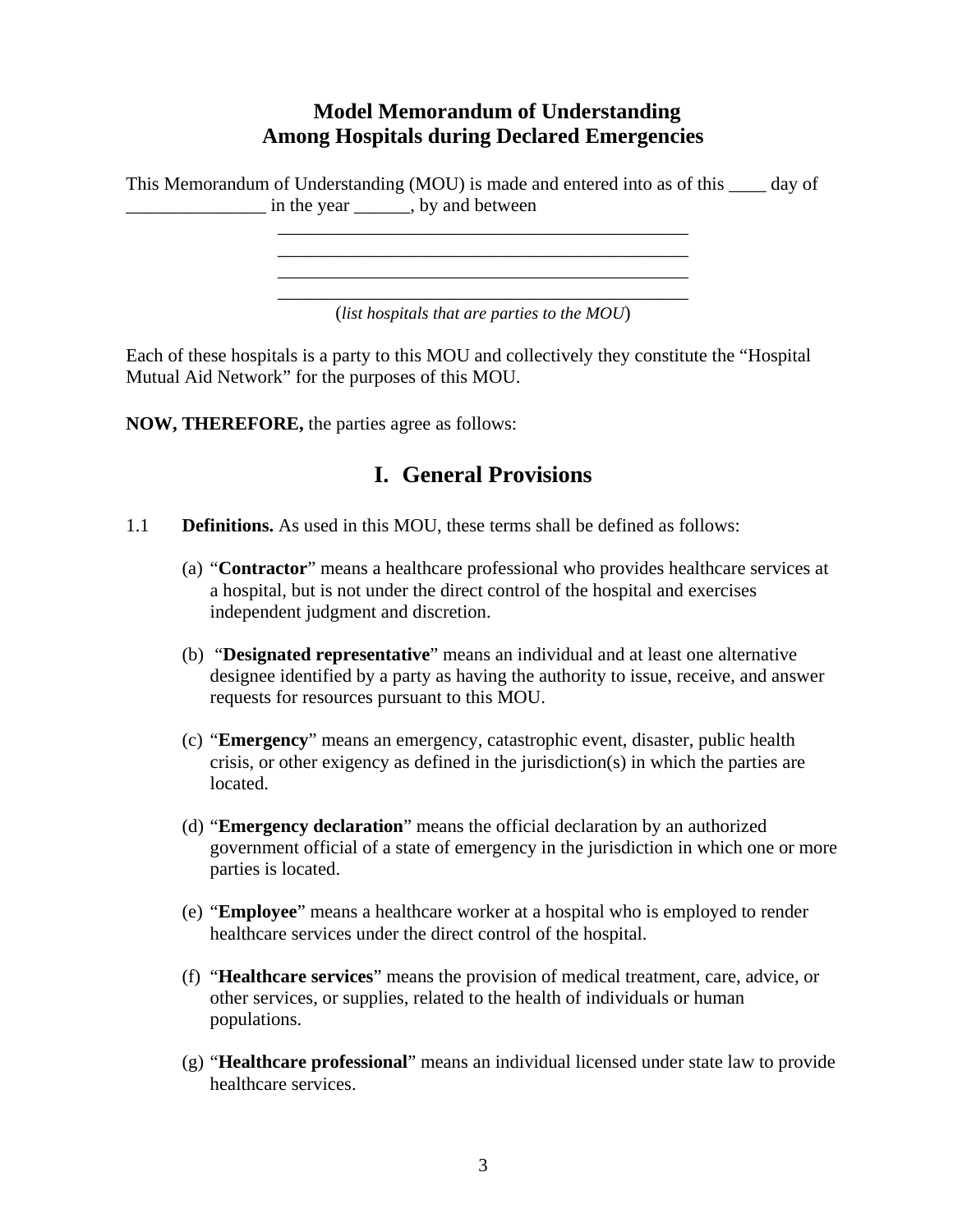# Model Memorandum of Understanding
# Among Hospitals during Declared Emergencies

This Memorandum of Understanding (MOU) is made and entered into as of this ____ day of _______________ in the year ______, by and between

_______________________________________________
_______________________________________________
_______________________________________________
_______________________________________________
(*list hospitals that are parties to the MOU*)

Each of these hospitals is a party to this MOU and collectively they constitute the "Hospital Mutual Aid Network" for the purposes of this MOU.

**NOW, THEREFORE,** the parties agree as follows:

## I. General Provisions

1.1 **Definitions.** As used in this MOU, these terms shall be defined as follows:

(a) "**Contractor**" means a healthcare professional who provides healthcare services at a hospital, but is not under the direct control of the hospital and exercises independent judgment and discretion.

(b) "**Designated representative**" means an individual and at least one alternative designee identified by a party as having the authority to issue, receive, and answer requests for resources pursuant to this MOU.

(c) "**Emergency**" means an emergency, catastrophic event, disaster, public health crisis, or other exigency as defined in the jurisdiction(s) in which the parties are located.

(d) "**Emergency declaration**" means the official declaration by an authorized government official of a state of emergency in the jurisdiction in which one or more parties is located.

(e) "**Employee**" means a healthcare worker at a hospital who is employed to render healthcare services under the direct control of the hospital.

(f) "**Healthcare services**" means the provision of medical treatment, care, advice, or other services, or supplies, related to the health of individuals or human populations.

(g) "**Healthcare professional**" means an individual licensed under state law to provide healthcare services.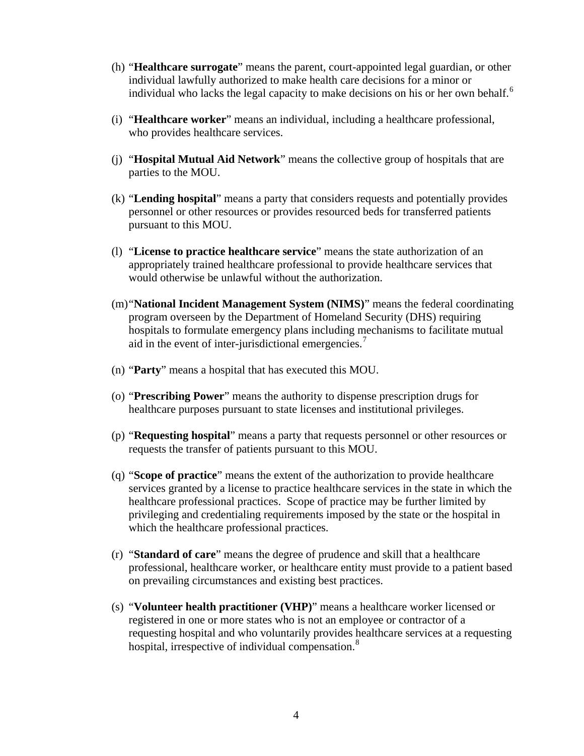(h) "**Healthcare surrogate**" means the parent, court-appointed legal guardian, or other individual lawfully authorized to make health care decisions for a minor or individual who lacks the legal capacity to make decisions on his or her own behalf.[6]

(i) "**Healthcare worker**" means an individual, including a healthcare professional, who provides healthcare services.

(j) "**Hospital Mutual Aid Network**" means the collective group of hospitals that are parties to the MOU.

(k) "**Lending hospital**" means a party that considers requests and potentially provides personnel or other resources or provides resourced beds for transferred patients pursuant to this MOU.

(l) "**License to practice healthcare service**" means the state authorization of an appropriately trained healthcare professional to provide healthcare services that would otherwise be unlawful without the authorization.

(m) "**National Incident Management System (NIMS)**" means the federal coordinating program overseen by the Department of Homeland Security (DHS) requiring hospitals to formulate emergency plans including mechanisms to facilitate mutual aid in the event of inter-jurisdictional emergencies.[7]

(n) "**Party**" means a hospital that has executed this MOU.

(o) "**Prescribing Power**" means the authority to dispense prescription drugs for healthcare purposes pursuant to state licenses and institutional privileges.

(p) "**Requesting hospital**" means a party that requests personnel or other resources or requests the transfer of patients pursuant to this MOU.

(q) "**Scope of practice**" means the extent of the authorization to provide healthcare services granted by a license to practice healthcare services in the state in which the healthcare professional practices. Scope of practice may be further limited by privileging and credentialing requirements imposed by the state or the hospital in which the healthcare professional practices.

(r) "**Standard of care**" means the degree of prudence and skill that a healthcare professional, healthcare worker, or healthcare entity must provide to a patient based on prevailing circumstances and existing best practices.

(s) "**Volunteer health practitioner (VHP)**" means a healthcare worker licensed or registered in one or more states who is not an employee or contractor of a requesting hospital and who voluntarily provides healthcare services at a requesting hospital, irrespective of individual compensation.[8]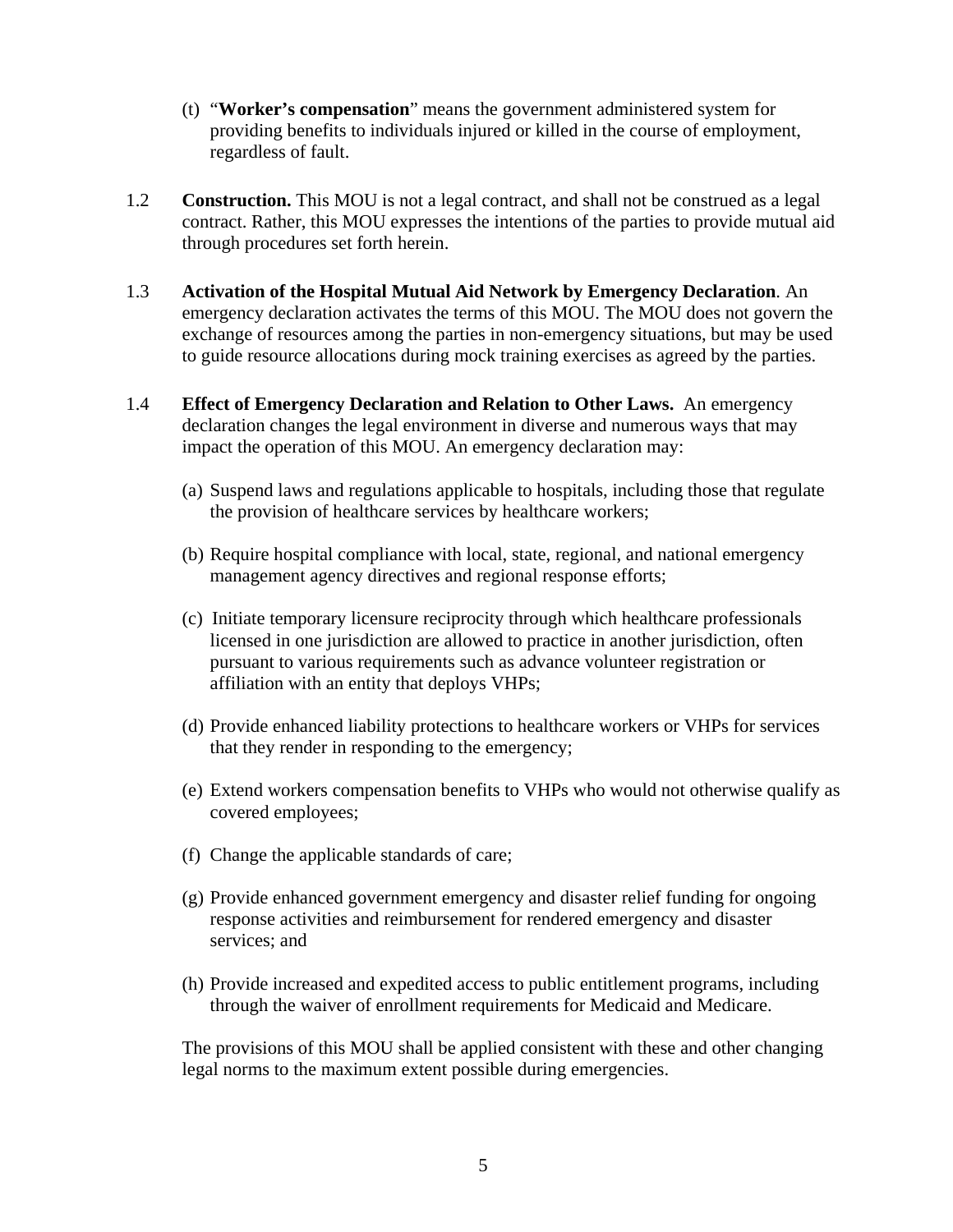(t) "**Worker's compensation**" means the government administered system for providing benefits to individuals injured or killed in the course of employment, regardless of fault.

1.2 **Construction.** This MOU is not a legal contract, and shall not be construed as a legal contract. Rather, this MOU expresses the intentions of the parties to provide mutual aid through procedures set forth herein.

1.3 **Activation of the Hospital Mutual Aid Network by Emergency Declaration**. An emergency declaration activates the terms of this MOU. The MOU does not govern the exchange of resources among the parties in non-emergency situations, but may be used to guide resource allocations during mock training exercises as agreed by the parties.

1.4 **Effect of Emergency Declaration and Relation to Other Laws.** An emergency declaration changes the legal environment in diverse and numerous ways that may impact the operation of this MOU. An emergency declaration may:

(a) Suspend laws and regulations applicable to hospitals, including those that regulate the provision of healthcare services by healthcare workers;

(b) Require hospital compliance with local, state, regional, and national emergency management agency directives and regional response efforts;

(c) Initiate temporary licensure reciprocity through which healthcare professionals licensed in one jurisdiction are allowed to practice in another jurisdiction, often pursuant to various requirements such as advance volunteer registration or affiliation with an entity that deploys VHPs;

(d) Provide enhanced liability protections to healthcare workers or VHPs for services that they render in responding to the emergency;

(e) Extend workers compensation benefits to VHPs who would not otherwise qualify as covered employees;

(f) Change the applicable standards of care;

(g) Provide enhanced government emergency and disaster relief funding for ongoing response activities and reimbursement for rendered emergency and disaster services; and

(h) Provide increased and expedited access to public entitlement programs, including through the waiver of enrollment requirements for Medicaid and Medicare.

The provisions of this MOU shall be applied consistent with these and other changing legal norms to the maximum extent possible during emergencies.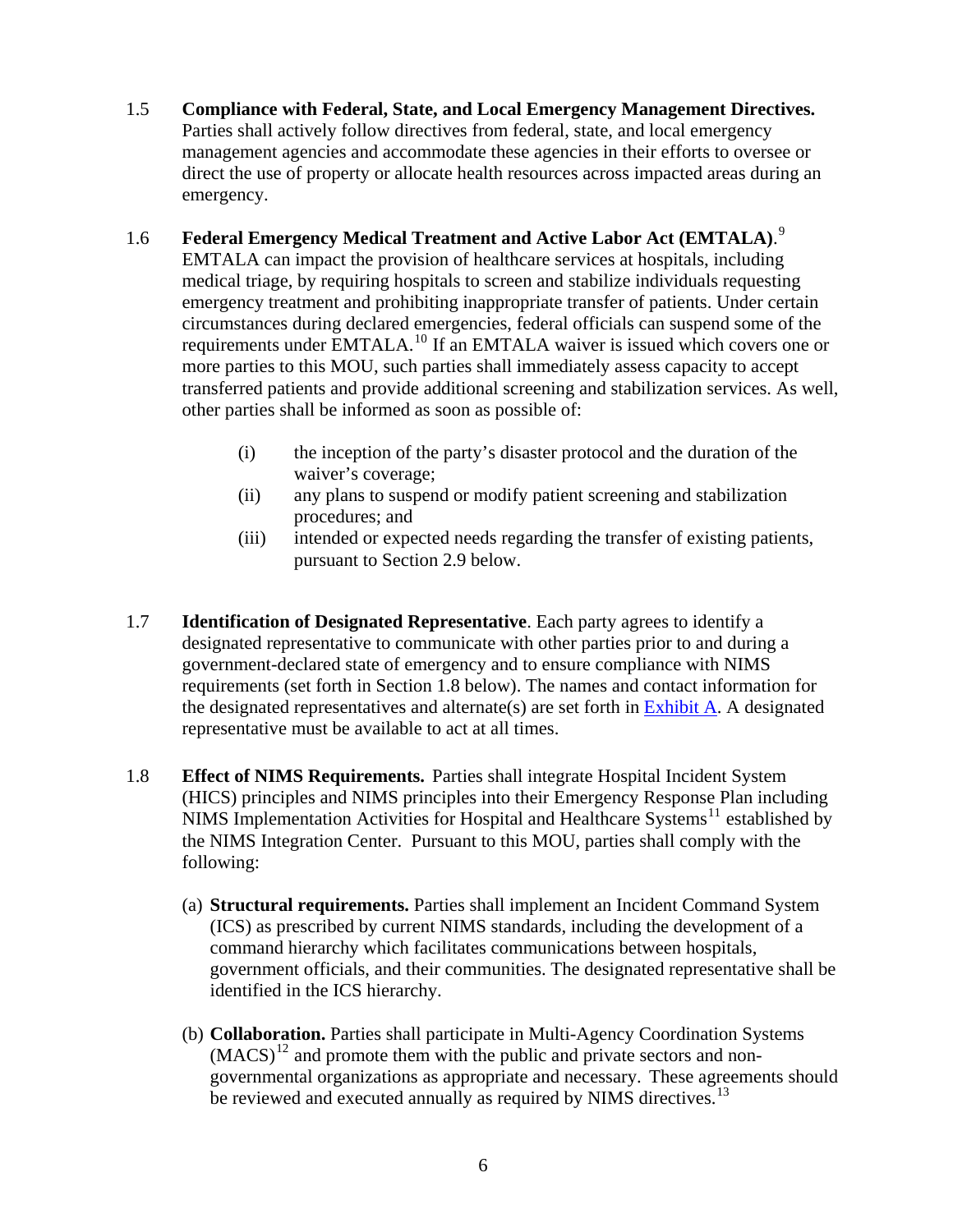1.5 **Compliance with Federal, State, and Local Emergency Management Directives.** Parties shall actively follow directives from federal, state, and local emergency management agencies and accommodate these agencies in their efforts to oversee or direct the use of property or allocate health resources across impacted areas during an emergency.

1.6 **Federal Emergency Medical Treatment and Active Labor Act (EMTALA)**.[9] EMTALA can impact the provision of healthcare services at hospitals, including medical triage, by requiring hospitals to screen and stabilize individuals requesting emergency treatment and prohibiting inappropriate transfer of patients. Under certain circumstances during declared emergencies, federal officials can suspend some of the requirements under EMTALA.[10] If an EMTALA waiver is issued which covers one or more parties to this MOU, such parties shall immediately assess capacity to accept transferred patients and provide additional screening and stabilization services. As well, other parties shall be informed as soon as possible of:

- (i) the inception of the party's disaster protocol and the duration of the waiver's coverage;
- (ii) any plans to suspend or modify patient screening and stabilization procedures; and
- (iii) intended or expected needs regarding the transfer of existing patients, pursuant to Section 2.9 below.

1.7 **Identification of Designated Representative**. Each party agrees to identify a designated representative to communicate with other parties prior to and during a government-declared state of emergency and to ensure compliance with NIMS requirements (set forth in Section 1.8 below). The names and contact information for the designated representatives and alternate(s) are set forth in Exhibit A. A designated representative must be available to act at all times.

1.8 **Effect of NIMS Requirements.** Parties shall integrate Hospital Incident System (HICS) principles and NIMS principles into their Emergency Response Plan including NIMS Implementation Activities for Hospital and Healthcare Systems[11] established by the NIMS Integration Center. Pursuant to this MOU, parties shall comply with the following:

(a) **Structural requirements.** Parties shall implement an Incident Command System (ICS) as prescribed by current NIMS standards, including the development of a command hierarchy which facilitates communications between hospitals, government officials, and their communities. The designated representative shall be identified in the ICS hierarchy.

(b) **Collaboration.** Parties shall participate in Multi-Agency Coordination Systems (MACS)[12] and promote them with the public and private sectors and non-governmental organizations as appropriate and necessary. These agreements should be reviewed and executed annually as required by NIMS directives.[13]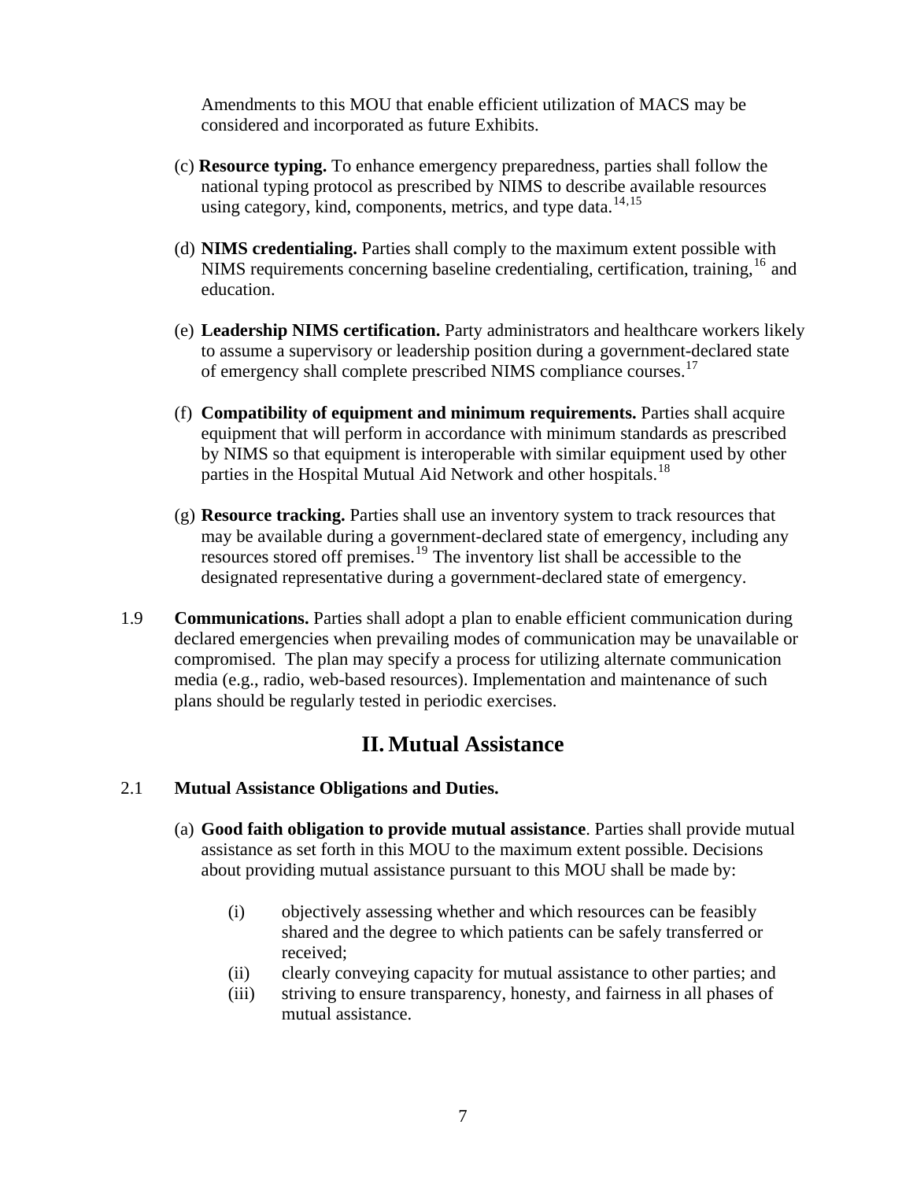Amendments to this MOU that enable efficient utilization of MACS may be considered and incorporated as future Exhibits.

(c) **Resource typing.** To enhance emergency preparedness, parties shall follow the national typing protocol as prescribed by NIMS to describe available resources using category, kind, components, metrics, and type data.[14,15]

(d) **NIMS credentialing.** Parties shall comply to the maximum extent possible with NIMS requirements concerning baseline credentialing, certification, training,[16] and education.

(e) **Leadership NIMS certification.** Party administrators and healthcare workers likely to assume a supervisory or leadership position during a government-declared state of emergency shall complete prescribed NIMS compliance courses.[17]

(f) **Compatibility of equipment and minimum requirements.** Parties shall acquire equipment that will perform in accordance with minimum standards as prescribed by NIMS so that equipment is interoperable with similar equipment used by other parties in the Hospital Mutual Aid Network and other hospitals.[18]

(g) **Resource tracking.** Parties shall use an inventory system to track resources that may be available during a government-declared state of emergency, including any resources stored off premises.[19] The inventory list shall be accessible to the designated representative during a government-declared state of emergency.

1.9 **Communications.** Parties shall adopt a plan to enable efficient communication during declared emergencies when prevailing modes of communication may be unavailable or compromised. The plan may specify a process for utilizing alternate communication media (e.g., radio, web-based resources). Implementation and maintenance of such plans should be regularly tested in periodic exercises.

## II. Mutual Assistance

2.1 **Mutual Assistance Obligations and Duties.**

(a) **Good faith obligation to provide mutual assistance**. Parties shall provide mutual assistance as set forth in this MOU to the maximum extent possible. Decisions about providing mutual assistance pursuant to this MOU shall be made by:

(i) objectively assessing whether and which resources can be feasibly shared and the degree to which patients can be safely transferred or received;

(ii) clearly conveying capacity for mutual assistance to other parties; and

(iii) striving to ensure transparency, honesty, and fairness in all phases of mutual assistance.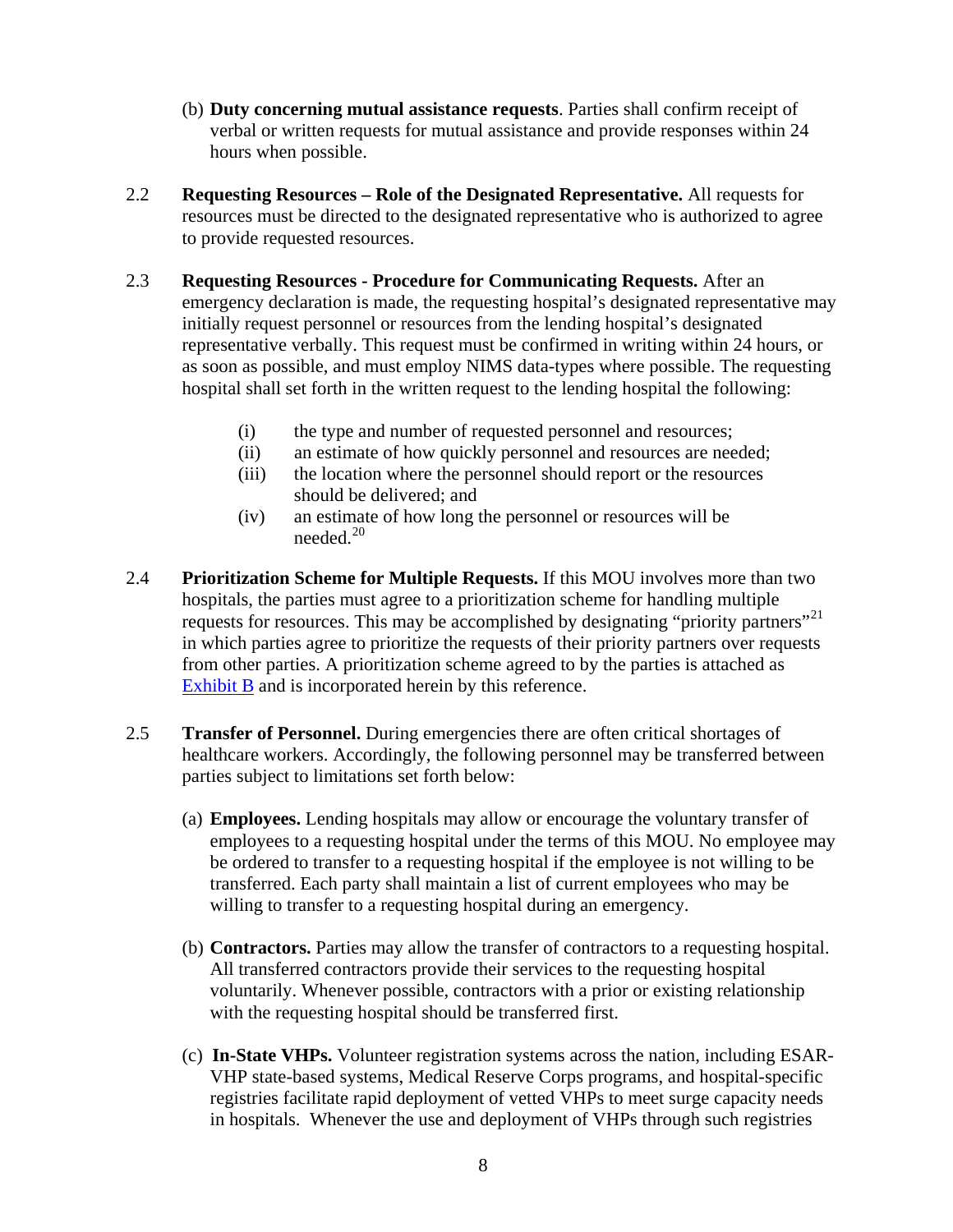(b) **Duty concerning mutual assistance requests**. Parties shall confirm receipt of verbal or written requests for mutual assistance and provide responses within 24 hours when possible.

2.2 **Requesting Resources – Role of the Designated Representative.** All requests for resources must be directed to the designated representative who is authorized to agree to provide requested resources.

2.3 **Requesting Resources - Procedure for Communicating Requests.** After an emergency declaration is made, the requesting hospital's designated representative may initially request personnel or resources from the lending hospital's designated representative verbally. This request must be confirmed in writing within 24 hours, or as soon as possible, and must employ NIMS data-types where possible. The requesting hospital shall set forth in the written request to the lending hospital the following:

(i) the type and number of requested personnel and resources;
(ii) an estimate of how quickly personnel and resources are needed;
(iii) the location where the personnel should report or the resources should be delivered; and
(iv) an estimate of how long the personnel or resources will be needed.[20]

2.4 **Prioritization Scheme for Multiple Requests.** If this MOU involves more than two hospitals, the parties must agree to a prioritization scheme for handling multiple requests for resources. This may be accomplished by designating "priority partners"[21] in which parties agree to prioritize the requests of their priority partners over requests from other parties. A prioritization scheme agreed to by the parties is attached as Exhibit B and is incorporated herein by this reference.

2.5 **Transfer of Personnel.** During emergencies there are often critical shortages of healthcare workers. Accordingly, the following personnel may be transferred between parties subject to limitations set forth below:

(a) **Employees.** Lending hospitals may allow or encourage the voluntary transfer of employees to a requesting hospital under the terms of this MOU. No employee may be ordered to transfer to a requesting hospital if the employee is not willing to be transferred. Each party shall maintain a list of current employees who may be willing to transfer to a requesting hospital during an emergency.

(b) **Contractors.** Parties may allow the transfer of contractors to a requesting hospital. All transferred contractors provide their services to the requesting hospital voluntarily. Whenever possible, contractors with a prior or existing relationship with the requesting hospital should be transferred first.

(c) **In-State VHPs.** Volunteer registration systems across the nation, including ESAR-VHP state-based systems, Medical Reserve Corps programs, and hospital-specific registries facilitate rapid deployment of vetted VHPs to meet surge capacity needs in hospitals. Whenever the use and deployment of VHPs through such registries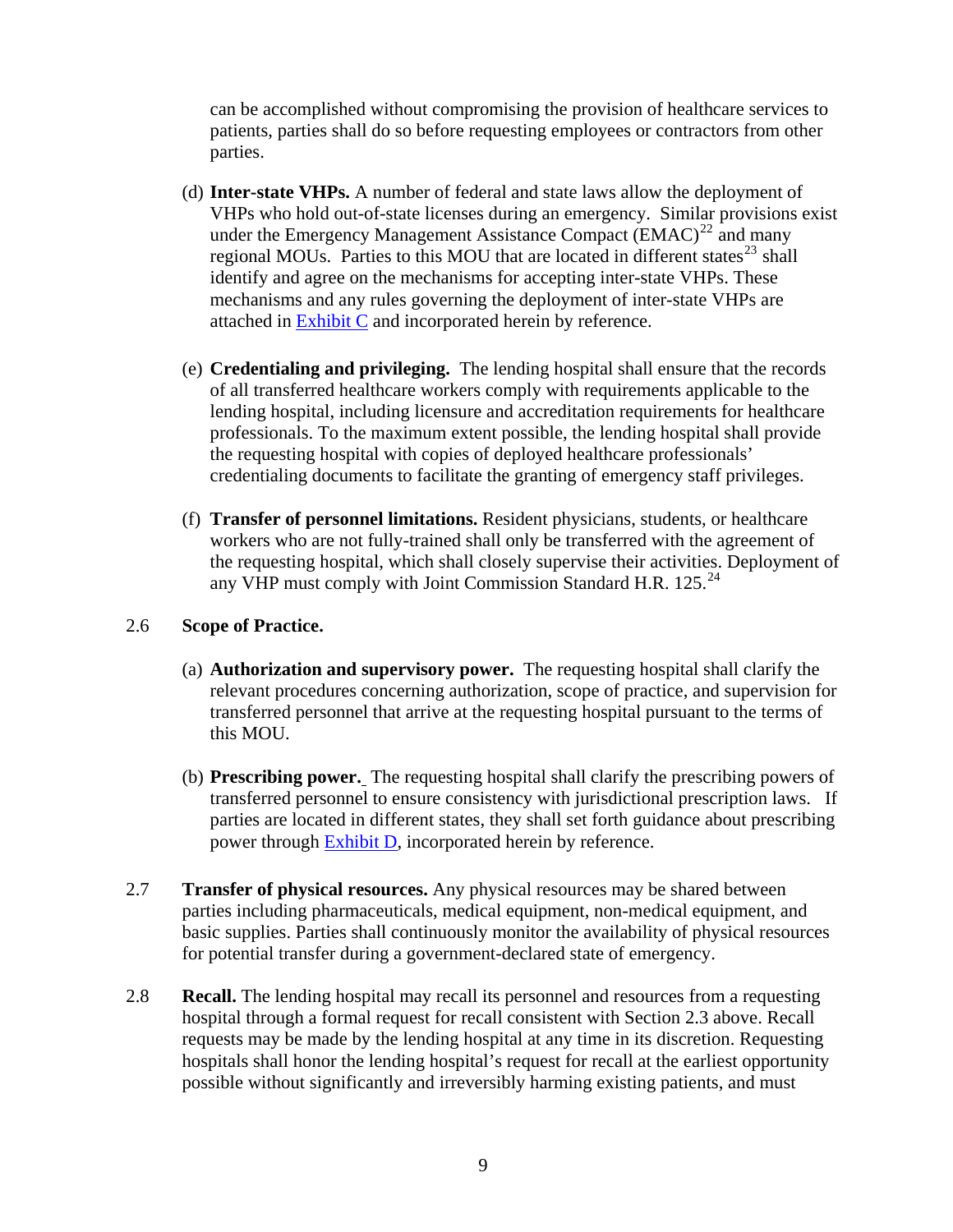can be accomplished without compromising the provision of healthcare services to patients, parties shall do so before requesting employees or contractors from other parties.

(d) **Inter-state VHPs.** A number of federal and state laws allow the deployment of VHPs who hold out-of-state licenses during an emergency. Similar provisions exist under the Emergency Management Assistance Compact (EMAC)[22] and many regional MOUs. Parties to this MOU that are located in different states[23] shall identify and agree on the mechanisms for accepting inter-state VHPs. These mechanisms and any rules governing the deployment of inter-state VHPs are attached in Exhibit C and incorporated herein by reference.

(e) **Credentialing and privileging.** The lending hospital shall ensure that the records of all transferred healthcare workers comply with requirements applicable to the lending hospital, including licensure and accreditation requirements for healthcare professionals. To the maximum extent possible, the lending hospital shall provide the requesting hospital with copies of deployed healthcare professionals' credentialing documents to facilitate the granting of emergency staff privileges.

(f) **Transfer of personnel limitations.** Resident physicians, students, or healthcare workers who are not fully-trained shall only be transferred with the agreement of the requesting hospital, which shall closely supervise their activities. Deployment of any VHP must comply with Joint Commission Standard H.R. 125.[24]

2.6 **Scope of Practice.**

(a) **Authorization and supervisory power.** The requesting hospital shall clarify the relevant procedures concerning authorization, scope of practice, and supervision for transferred personnel that arrive at the requesting hospital pursuant to the terms of this MOU.

(b) **Prescribing power.** The requesting hospital shall clarify the prescribing powers of transferred personnel to ensure consistency with jurisdictional prescription laws. If parties are located in different states, they shall set forth guidance about prescribing power through Exhibit D, incorporated herein by reference.

2.7 **Transfer of physical resources.** Any physical resources may be shared between parties including pharmaceuticals, medical equipment, non-medical equipment, and basic supplies. Parties shall continuously monitor the availability of physical resources for potential transfer during a government-declared state of emergency.

2.8 **Recall.** The lending hospital may recall its personnel and resources from a requesting hospital through a formal request for recall consistent with Section 2.3 above. Recall requests may be made by the lending hospital at any time in its discretion. Requesting hospitals shall honor the lending hospital's request for recall at the earliest opportunity possible without significantly and irreversibly harming existing patients, and must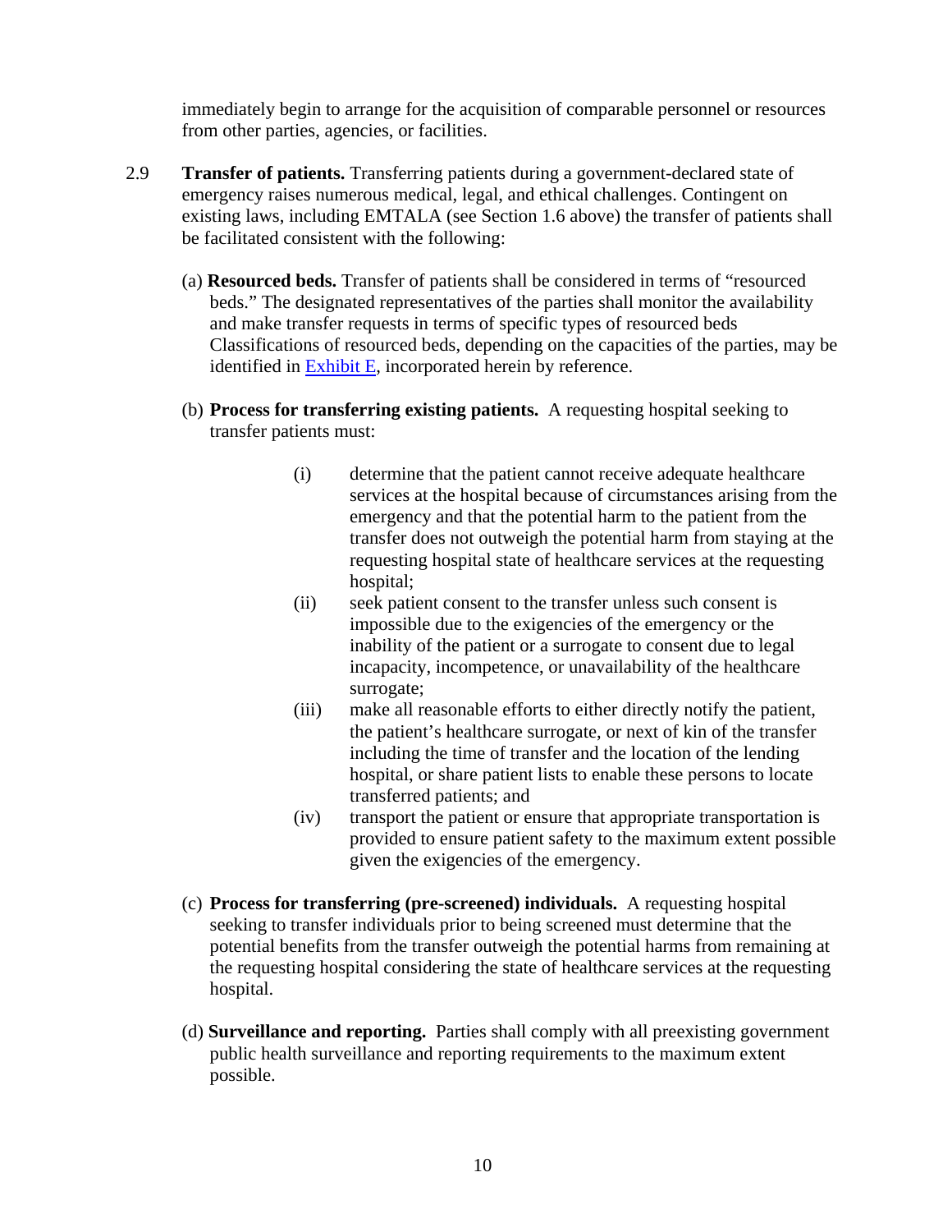immediately begin to arrange for the acquisition of comparable personnel or resources from other parties, agencies, or facilities.

2.9 **Transfer of patients.** Transferring patients during a government-declared state of emergency raises numerous medical, legal, and ethical challenges. Contingent on existing laws, including EMTALA (see Section 1.6 above) the transfer of patients shall be facilitated consistent with the following:

(a) **Resourced beds.** Transfer of patients shall be considered in terms of "resourced beds." The designated representatives of the parties shall monitor the availability and make transfer requests in terms of specific types of resourced beds Classifications of resourced beds, depending on the capacities of the parties, may be identified in Exhibit E, incorporated herein by reference.

(b) **Process for transferring existing patients.** A requesting hospital seeking to transfer patients must:

(i) determine that the patient cannot receive adequate healthcare services at the hospital because of circumstances arising from the emergency and that the potential harm to the patient from the transfer does not outweigh the potential harm from staying at the requesting hospital state of healthcare services at the requesting hospital;

(ii) seek patient consent to the transfer unless such consent is impossible due to the exigencies of the emergency or the inability of the patient or a surrogate to consent due to legal incapacity, incompetence, or unavailability of the healthcare surrogate;

(iii) make all reasonable efforts to either directly notify the patient, the patient's healthcare surrogate, or next of kin of the transfer including the time of transfer and the location of the lending hospital, or share patient lists to enable these persons to locate transferred patients; and

(iv) transport the patient or ensure that appropriate transportation is provided to ensure patient safety to the maximum extent possible given the exigencies of the emergency.

(c) **Process for transferring (pre-screened) individuals.** A requesting hospital seeking to transfer individuals prior to being screened must determine that the potential benefits from the transfer outweigh the potential harms from remaining at the requesting hospital considering the state of healthcare services at the requesting hospital.

(d) **Surveillance and reporting.** Parties shall comply with all preexisting government public health surveillance and reporting requirements to the maximum extent possible.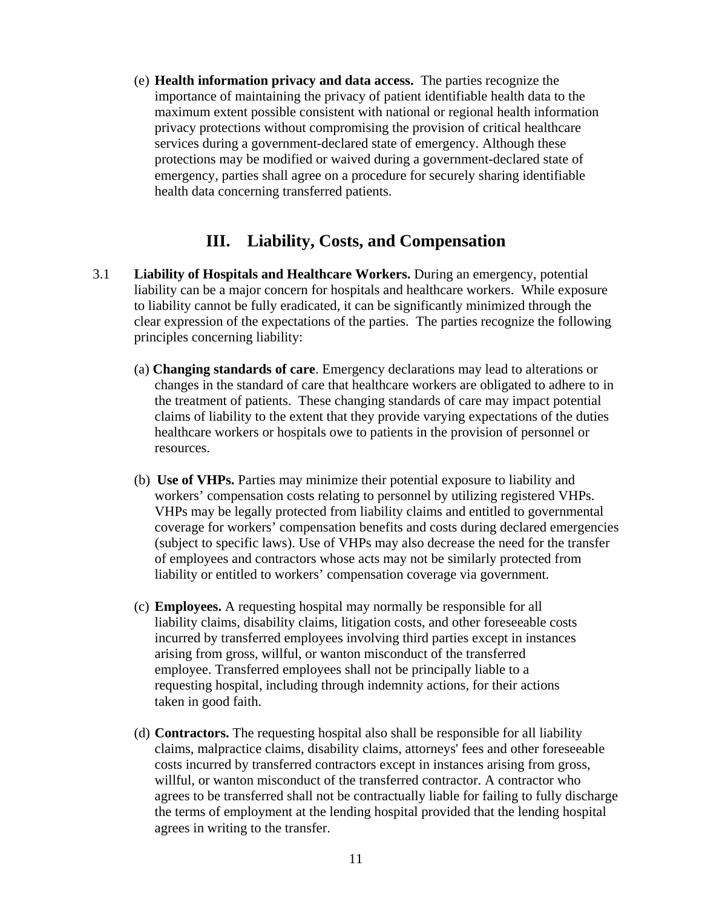(e) **Health information privacy and data access.** The parties recognize the importance of maintaining the privacy of patient identifiable health data to the maximum extent possible consistent with national or regional health information privacy protections without compromising the provision of critical healthcare services during a government-declared state of emergency. Although these protections may be modified or waived during a government-declared state of emergency, parties shall agree on a procedure for securely sharing identifiable health data concerning transferred patients.

## III. Liability, Costs, and Compensation

3.1 **Liability of Hospitals and Healthcare Workers.** During an emergency, potential liability can be a major concern for hospitals and healthcare workers. While exposure to liability cannot be fully eradicated, it can be significantly minimized through the clear expression of the expectations of the parties. The parties recognize the following principles concerning liability:

(a) **Changing standards of care**. Emergency declarations may lead to alterations or changes in the standard of care that healthcare workers are obligated to adhere to in the treatment of patients. These changing standards of care may impact potential claims of liability to the extent that they provide varying expectations of the duties healthcare workers or hospitals owe to patients in the provision of personnel or resources.

(b) **Use of VHPs.** Parties may minimize their potential exposure to liability and workers' compensation costs relating to personnel by utilizing registered VHPs. VHPs may be legally protected from liability claims and entitled to governmental coverage for workers' compensation benefits and costs during declared emergencies (subject to specific laws). Use of VHPs may also decrease the need for the transfer of employees and contractors whose acts may not be similarly protected from liability or entitled to workers' compensation coverage via government.

(c) **Employees.** A requesting hospital may normally be responsible for all liability claims, disability claims, litigation costs, and other foreseeable costs incurred by transferred employees involving third parties except in instances arising from gross, willful, or wanton misconduct of the transferred employee. Transferred employees shall not be principally liable to a requesting hospital, including through indemnity actions, for their actions taken in good faith.

(d) **Contractors.** The requesting hospital also shall be responsible for all liability claims, malpractice claims, disability claims, attorneys' fees and other foreseeable costs incurred by transferred contractors except in instances arising from gross, willful, or wanton misconduct of the transferred contractor. A contractor who agrees to be transferred shall not be contractually liable for failing to fully discharge the terms of employment at the lending hospital provided that the lending hospital agrees in writing to the transfer.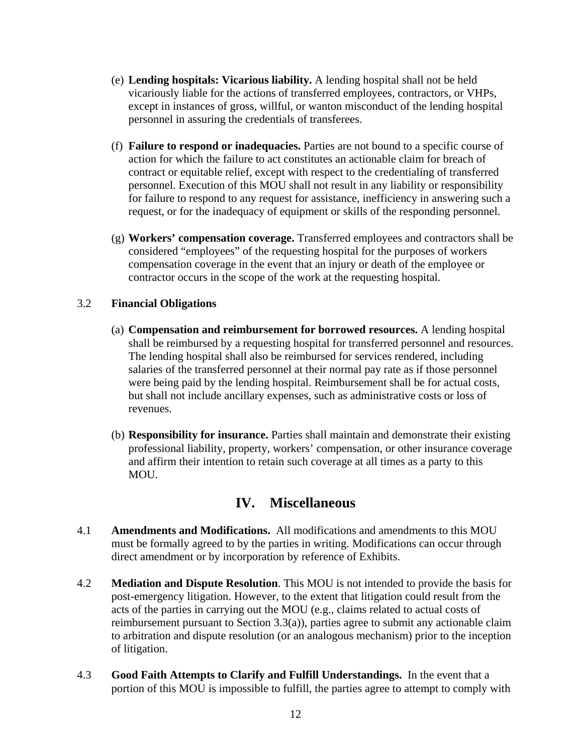(e) **Lending hospitals: Vicarious liability.** A lending hospital shall not be held vicariously liable for the actions of transferred employees, contractors, or VHPs, except in instances of gross, willful, or wanton misconduct of the lending hospital personnel in assuring the credentials of transferees.

(f) **Failure to respond or inadequacies.** Parties are not bound to a specific course of action for which the failure to act constitutes an actionable claim for breach of contract or equitable relief, except with respect to the credentialing of transferred personnel. Execution of this MOU shall not result in any liability or responsibility for failure to respond to any request for assistance, inefficiency in answering such a request, or for the inadequacy of equipment or skills of the responding personnel.

(g) **Workers' compensation coverage.** Transferred employees and contractors shall be considered "employees" of the requesting hospital for the purposes of workers compensation coverage in the event that an injury or death of the employee or contractor occurs in the scope of the work at the requesting hospital.

3.2 **Financial Obligations**

(a) **Compensation and reimbursement for borrowed resources.** A lending hospital shall be reimbursed by a requesting hospital for transferred personnel and resources. The lending hospital shall also be reimbursed for services rendered, including salaries of the transferred personnel at their normal pay rate as if those personnel were being paid by the lending hospital. Reimbursement shall be for actual costs, but shall not include ancillary expenses, such as administrative costs or loss of revenues.

(b) **Responsibility for insurance.** Parties shall maintain and demonstrate their existing professional liability, property, workers' compensation, or other insurance coverage and affirm their intention to retain such coverage at all times as a party to this MOU.

## IV. Miscellaneous

4.1 **Amendments and Modifications.** All modifications and amendments to this MOU must be formally agreed to by the parties in writing. Modifications can occur through direct amendment or by incorporation by reference of Exhibits.

4.2 **Mediation and Dispute Resolution**. This MOU is not intended to provide the basis for post-emergency litigation. However, to the extent that litigation could result from the acts of the parties in carrying out the MOU (e.g., claims related to actual costs of reimbursement pursuant to Section 3.3(a)), parties agree to submit any actionable claim to arbitration and dispute resolution (or an analogous mechanism) prior to the inception of litigation.

4.3 **Good Faith Attempts to Clarify and Fulfill Understandings.** In the event that a portion of this MOU is impossible to fulfill, the parties agree to attempt to comply with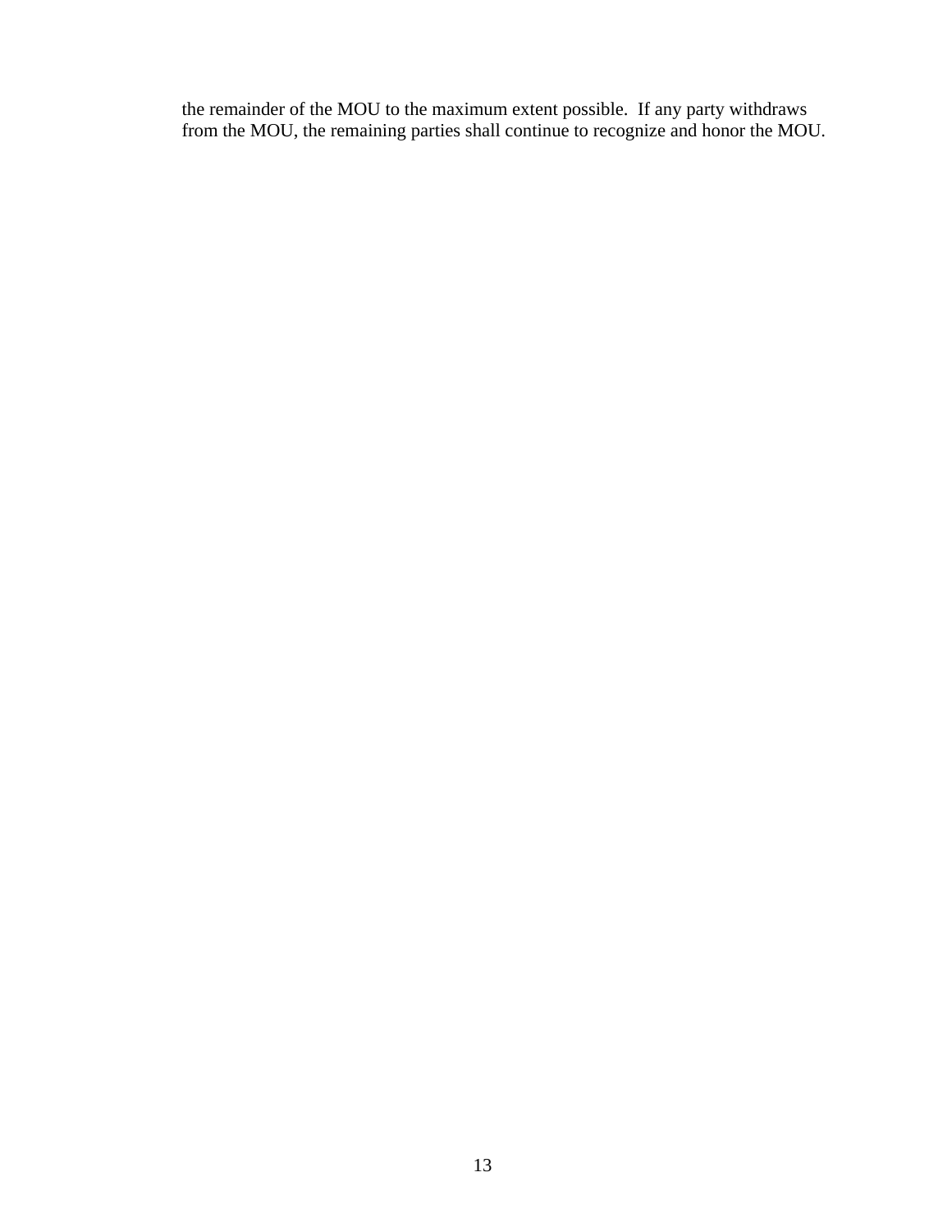the remainder of the MOU to the maximum extent possible. If any party withdraws from the MOU, the remaining parties shall continue to recognize and honor the MOU.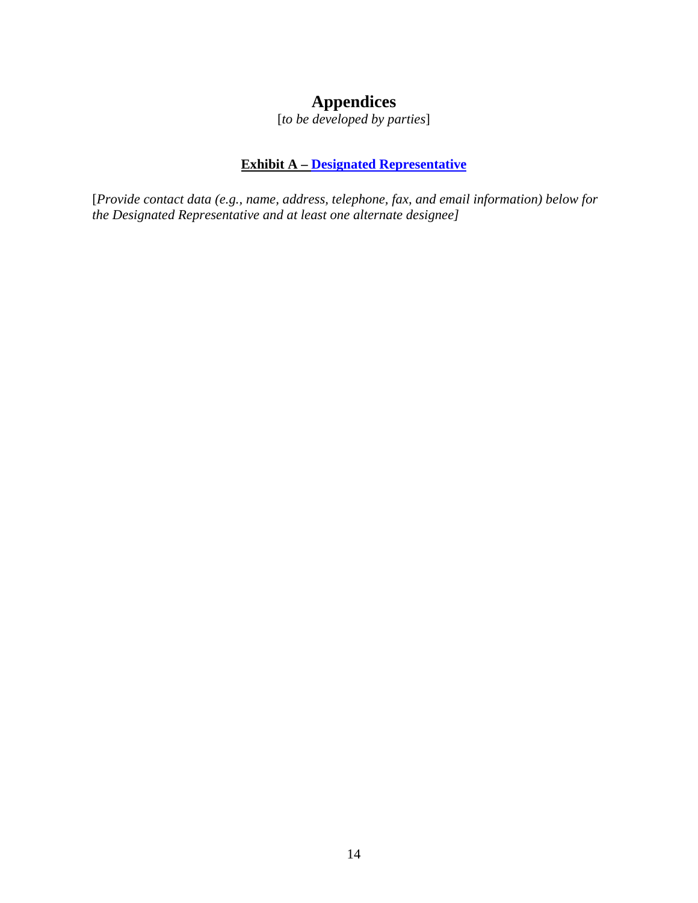# Appendices

[*to be developed by parties*]

## **Exhibit A – Designated Representative**

[*Provide contact data (e.g., name, address, telephone, fax, and email information) below for the Designated Representative and at least one alternate designee]*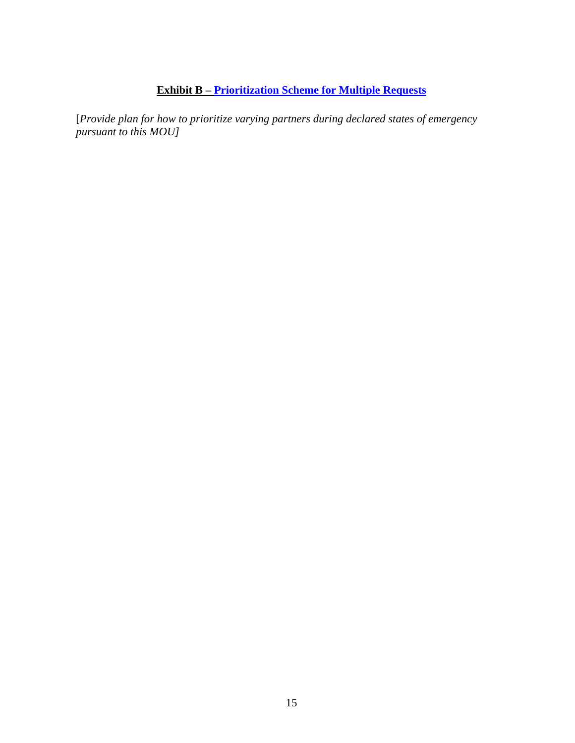## **Exhibit B – Prioritization Scheme for Multiple Requests**

[*Provide plan for how to prioritize varying partners during declared states of emergency pursuant to this MOU]*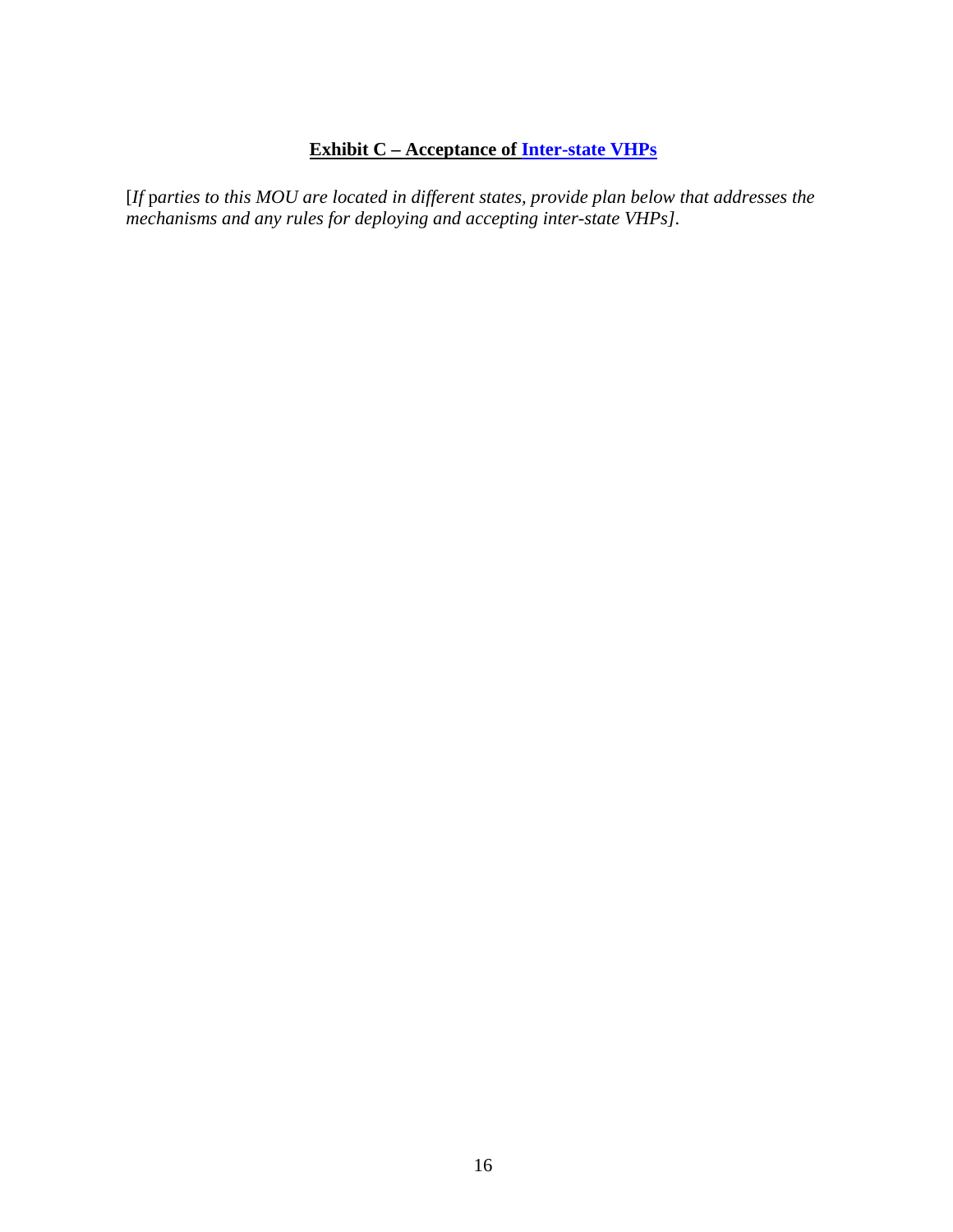## **Exhibit C – Acceptance of Inter-state VHPs**

[*If* p*arties to this MOU are located in different states, provide plan below that addresses the mechanisms and any rules for deploying and accepting inter-state VHPs]*.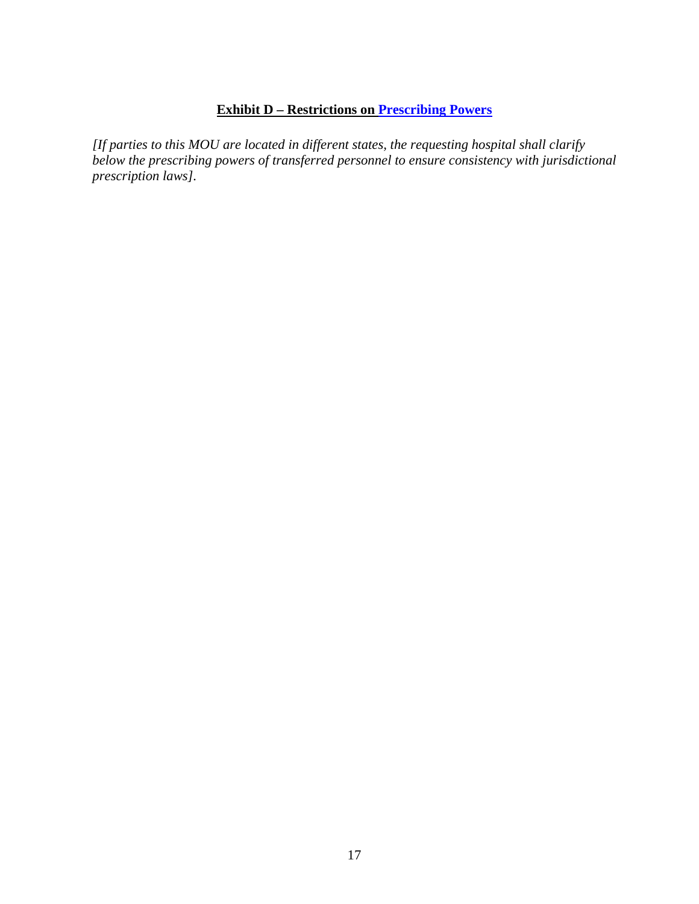## **Exhibit D – Restrictions on Prescribing Powers**

*[If parties to this MOU are located in different states, the requesting hospital shall clarify below the prescribing powers of transferred personnel to ensure consistency with jurisdictional prescription laws].*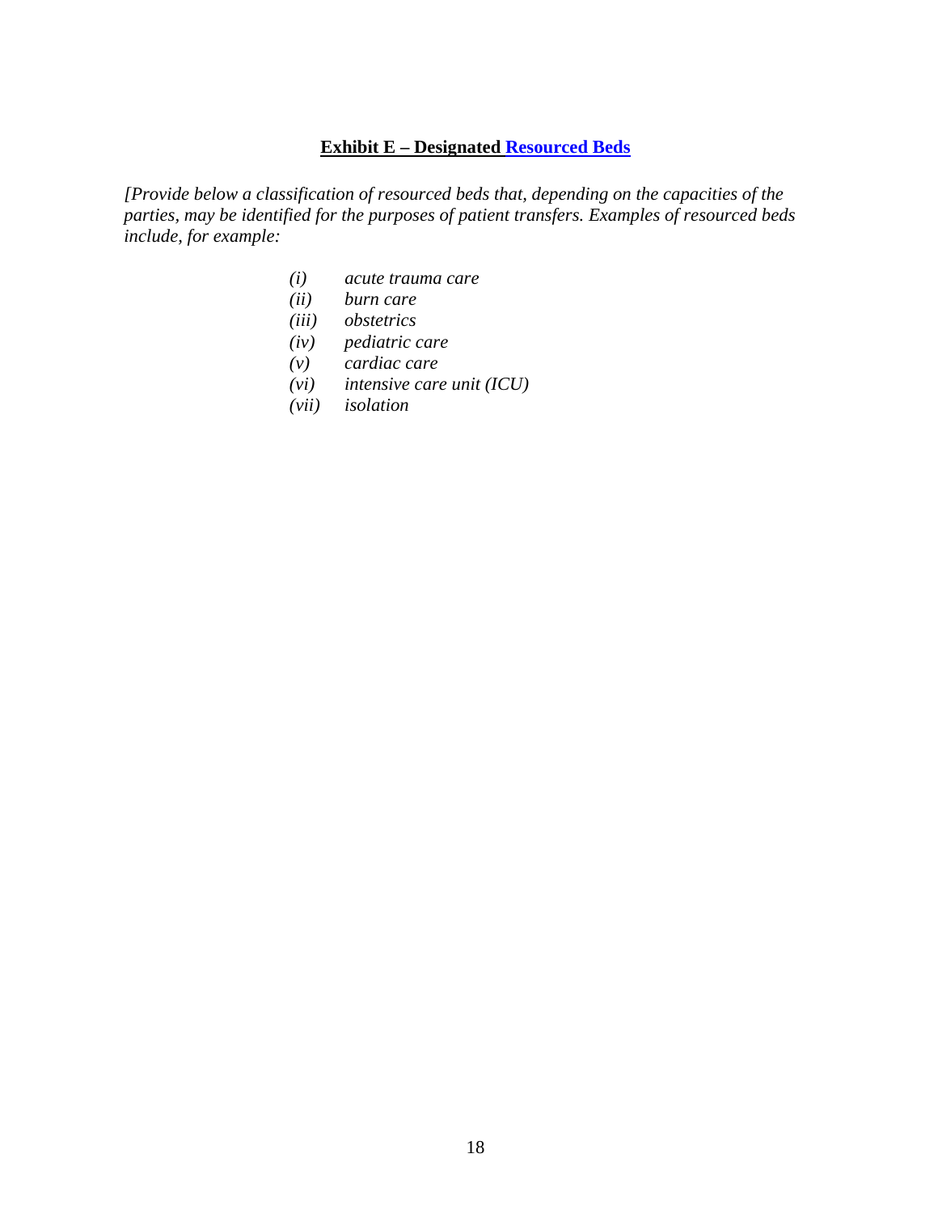## Exhibit E – Designated Resourced Beds

*[Provide below a classification of resourced beds that, depending on the capacities of the parties, may be identified for the purposes of patient transfers. Examples of resourced beds include, for example:*

- *(i) acute trauma care*
- *(ii) burn care*
- *(iii) obstetrics*
- *(iv) pediatric care*
- *(v) cardiac care*
- *(vi) intensive care unit (ICU)*
- *(vii) isolation*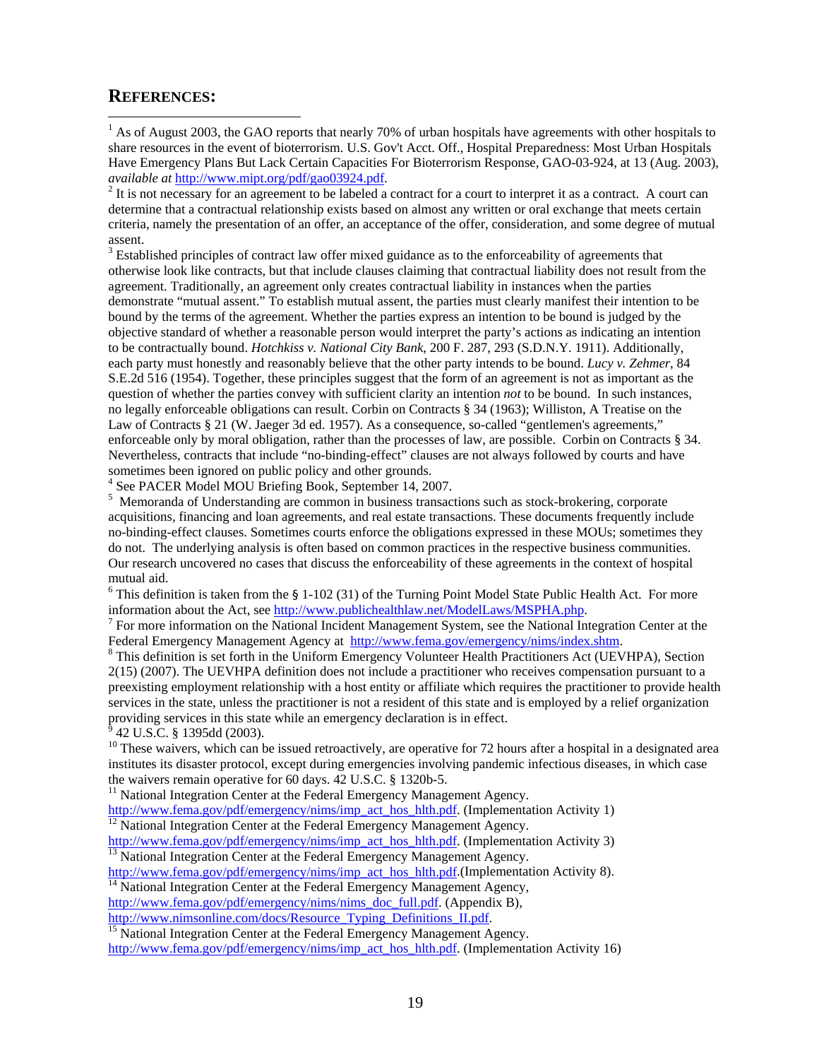## REFERENCES:

[1] As of August 2003, the GAO reports that nearly 70% of urban hospitals have agreements with other hospitals to share resources in the event of bioterrorism. U.S. Gov't Acct. Off., Hospital Preparedness: Most Urban Hospitals Have Emergency Plans But Lack Certain Capacities For Bioterrorism Response, GAO-03-924, at 13 (Aug. 2003), *available at* http://www.mipt.org/pdf/gao03924.pdf.

[2] It is not necessary for an agreement to be labeled a contract for a court to interpret it as a contract. A court can determine that a contractual relationship exists based on almost any written or oral exchange that meets certain criteria, namely the presentation of an offer, an acceptance of the offer, consideration, and some degree of mutual assent.

[3] Established principles of contract law offer mixed guidance as to the enforceability of agreements that otherwise look like contracts, but that include clauses claiming that contractual liability does not result from the agreement. Traditionally, an agreement only creates contractual liability in instances when the parties demonstrate "mutual assent." To establish mutual assent, the parties must clearly manifest their intention to be bound by the terms of the agreement. Whether the parties express an intention to be bound is judged by the objective standard of whether a reasonable person would interpret the party's actions as indicating an intention to be contractually bound. *Hotchkiss v. National City Bank*, 200 F. 287, 293 (S.D.N.Y. 1911). Additionally, each party must honestly and reasonably believe that the other party intends to be bound. *Lucy v. Zehmer*, 84 S.E.2d 516 (1954). Together, these principles suggest that the form of an agreement is not as important as the question of whether the parties convey with sufficient clarity an intention *not* to be bound. In such instances, no legally enforceable obligations can result. Corbin on Contracts § 34 (1963); Williston, A Treatise on the Law of Contracts § 21 (W. Jaeger 3d ed. 1957). As a consequence, so-called "gentlemen's agreements," enforceable only by moral obligation, rather than the processes of law, are possible. Corbin on Contracts § 34. Nevertheless, contracts that include "no-binding-effect" clauses are not always followed by courts and have sometimes been ignored on public policy and other grounds.

[4] See PACER Model MOU Briefing Book, September 14, 2007.

[5] Memoranda of Understanding are common in business transactions such as stock-brokering, corporate acquisitions, financing and loan agreements, and real estate transactions. These documents frequently include no-binding-effect clauses. Sometimes courts enforce the obligations expressed in these MOUs; sometimes they do not. The underlying analysis is often based on common practices in the respective business communities. Our research uncovered no cases that discuss the enforceability of these agreements in the context of hospital mutual aid.

[6] This definition is taken from the § 1-102 (31) of the Turning Point Model State Public Health Act. For more information about the Act, see http://www.publichealthlaw.net/ModelLaws/MSPHA.php.

[7] For more information on the National Incident Management System, see the National Integration Center at the Federal Emergency Management Agency at http://www.fema.gov/emergency/nims/index.shtm.

[8] This definition is set forth in the Uniform Emergency Volunteer Health Practitioners Act (UEVHPA), Section 2(15) (2007). The UEVHPA definition does not include a practitioner who receives compensation pursuant to a preexisting employment relationship with a host entity or affiliate which requires the practitioner to provide health services in the state, unless the practitioner is not a resident of this state and is employed by a relief organization providing services in this state while an emergency declaration is in effect.

[9] 42 U.S.C. § 1395dd (2003).

[10] These waivers, which can be issued retroactively, are operative for 72 hours after a hospital in a designated area institutes its disaster protocol, except during emergencies involving pandemic infectious diseases, in which case the waivers remain operative for 60 days. 42 U.S.C. § 1320b-5.

[11] National Integration Center at the Federal Emergency Management Agency. http://www.fema.gov/pdf/emergency/nims/imp_act_hos_hlth.pdf. (Implementation Activity 1)

[12] National Integration Center at the Federal Emergency Management Agency. http://www.fema.gov/pdf/emergency/nims/imp_act_hos_hlth.pdf. (Implementation Activity 3)

[13] National Integration Center at the Federal Emergency Management Agency. http://www.fema.gov/pdf/emergency/nims/imp_act_hos_hlth.pdf.(Implementation Activity 8).

[14] National Integration Center at the Federal Emergency Management Agency, http://www.fema.gov/pdf/emergency/nims/nims_doc_full.pdf. (Appendix B), http://www.nimsonline.com/docs/Resource_Typing_Definitions_II.pdf.

[15] National Integration Center at the Federal Emergency Management Agency. http://www.fema.gov/pdf/emergency/nims/imp_act_hos_hlth.pdf. (Implementation Activity 16)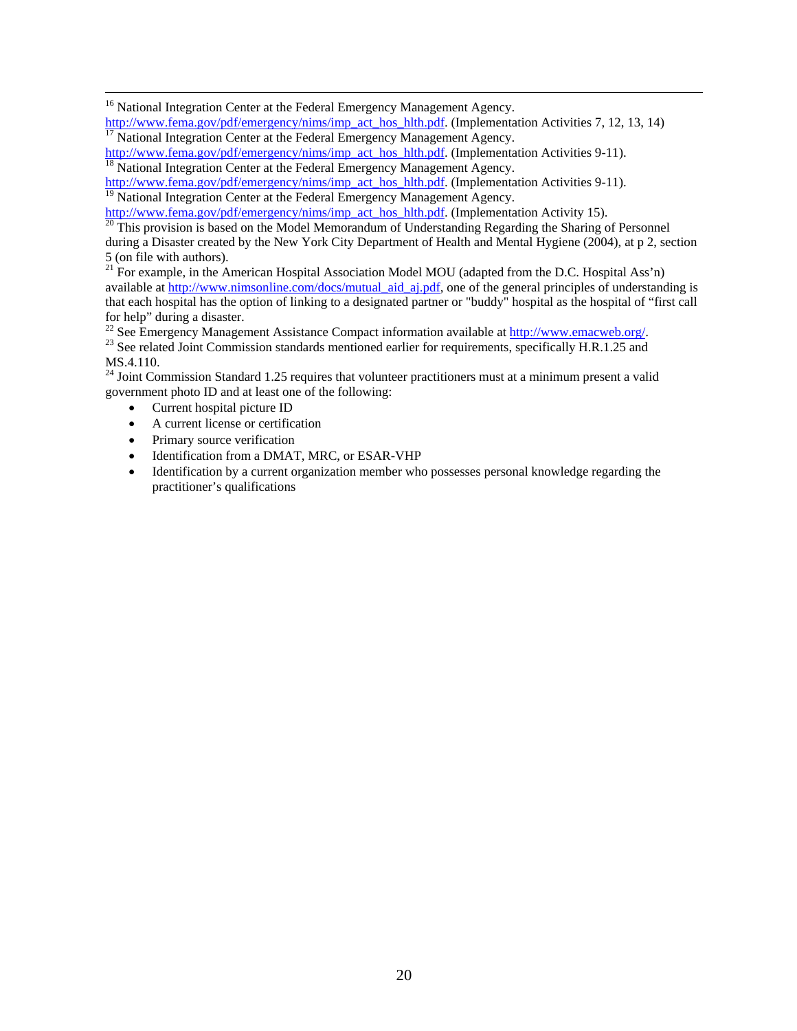[16] National Integration Center at the Federal Emergency Management Agency. http://www.fema.gov/pdf/emergency/nims/imp_act_hos_hlth.pdf. (Implementation Activities 7, 12, 13, 14)

[17] National Integration Center at the Federal Emergency Management Agency. http://www.fema.gov/pdf/emergency/nims/imp_act_hos_hlth.pdf. (Implementation Activities 9-11).

[18] National Integration Center at the Federal Emergency Management Agency. http://www.fema.gov/pdf/emergency/nims/imp_act_hos_hlth.pdf. (Implementation Activities 9-11).

[19] National Integration Center at the Federal Emergency Management Agency. http://www.fema.gov/pdf/emergency/nims/imp_act_hos_hlth.pdf. (Implementation Activity 15).

[20] This provision is based on the Model Memorandum of Understanding Regarding the Sharing of Personnel during a Disaster created by the New York City Department of Health and Mental Hygiene (2004), at p 2, section 5 (on file with authors).

[21] For example, in the American Hospital Association Model MOU (adapted from the D.C. Hospital Ass'n) available at http://www.nimsonline.com/docs/mutual_aid_aj.pdf, one of the general principles of understanding is that each hospital has the option of linking to a designated partner or "buddy" hospital as the hospital of "first call for help" during a disaster.

[22] See Emergency Management Assistance Compact information available at http://www.emacweb.org/.

[23] See related Joint Commission standards mentioned earlier for requirements, specifically H.R.1.25 and MS.4.110.

[24] Joint Commission Standard 1.25 requires that volunteer practitioners must at a minimum present a valid government photo ID and at least one of the following:

- Current hospital picture ID
- A current license or certification
- Primary source verification
- Identification from a DMAT, MRC, or ESAR-VHP
- Identification by a current organization member who possesses personal knowledge regarding the practitioner's qualifications